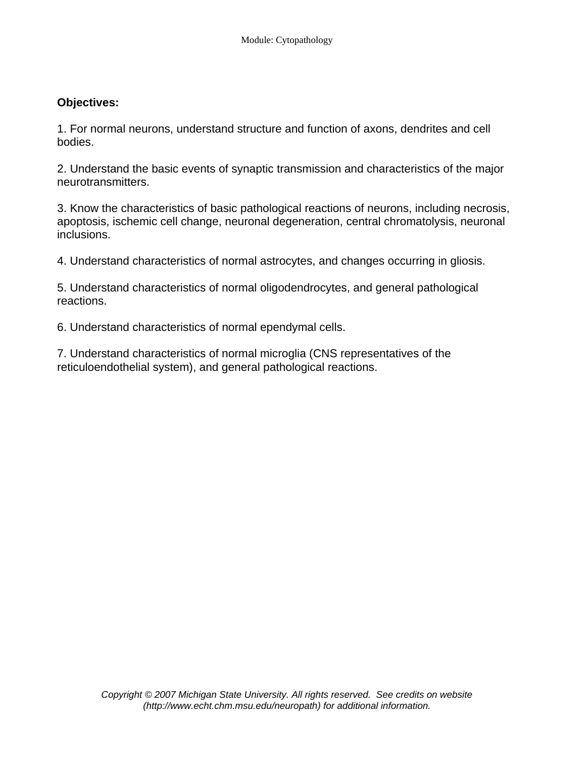**Objectives:**

1. For normal neurons, understand structure and function of axons, dendrites and cell bodies.

2. Understand the basic events of synaptic transmission and characteristics of the major neurotransmitters.

3. Know the characteristics of basic pathological reactions of neurons, including necrosis, apoptosis, ischemic cell change, neuronal degeneration, central chromatolysis, neuronal inclusions.

4. Understand characteristics of normal astrocytes, and changes occurring in gliosis.

5. Understand characteristics of normal oligodendrocytes, and general pathological reactions.

6. Understand characteristics of normal ependymal cells.

7. Understand characteristics of normal microglia (CNS representatives of the reticuloendothelial system), and general pathological reactions.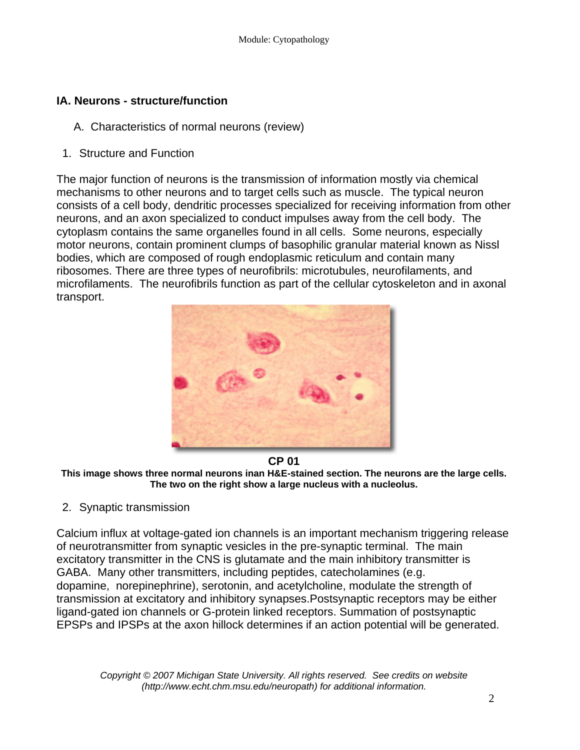## IA. Neurons - structure/function

A. Characteristics of normal neurons (review)

1. Structure and Function

The major function of neurons is the transmission of information mostly via chemical mechanisms to other neurons and to target cells such as muscle. The typical neuron consists of a cell body, dendritic processes specialized for receiving information from other neurons, and an axon specialized to conduct impulses away from the cell body. The cytoplasm contains the same organelles found in all cells. Some neurons, especially motor neurons, contain prominent clumps of basophilic granular material known as Nissl bodies, which are composed of rough endoplasmic reticulum and contain many ribosomes. There are three types of neurofibrils: microtubules, neurofilaments, and microfilaments. The neurofibrils function as part of the cellular cytoskeleton and in axonal transport.

**CP 01**

**This image shows three normal neurons inan H&E-stained section. The neurons are the large cells. The two on the right show a large nucleus with a nucleolus.**

2. Synaptic transmission

Calcium influx at voltage-gated ion channels is an important mechanism triggering release of neurotransmitter from synaptic vesicles in the pre-synaptic terminal. The main excitatory transmitter in the CNS is glutamate and the main inhibitory transmitter is GABA. Many other transmitters, including peptides, catecholamines (e.g. dopamine, norepinephrine), serotonin, and acetylcholine, modulate the strength of transmission at excitatory and inhibitory synapses.Postsynaptic receptors may be either ligand-gated ion channels or G-protein linked receptors. Summation of postsynaptic EPSPs and IPSPs at the axon hillock determines if an action potential will be generated.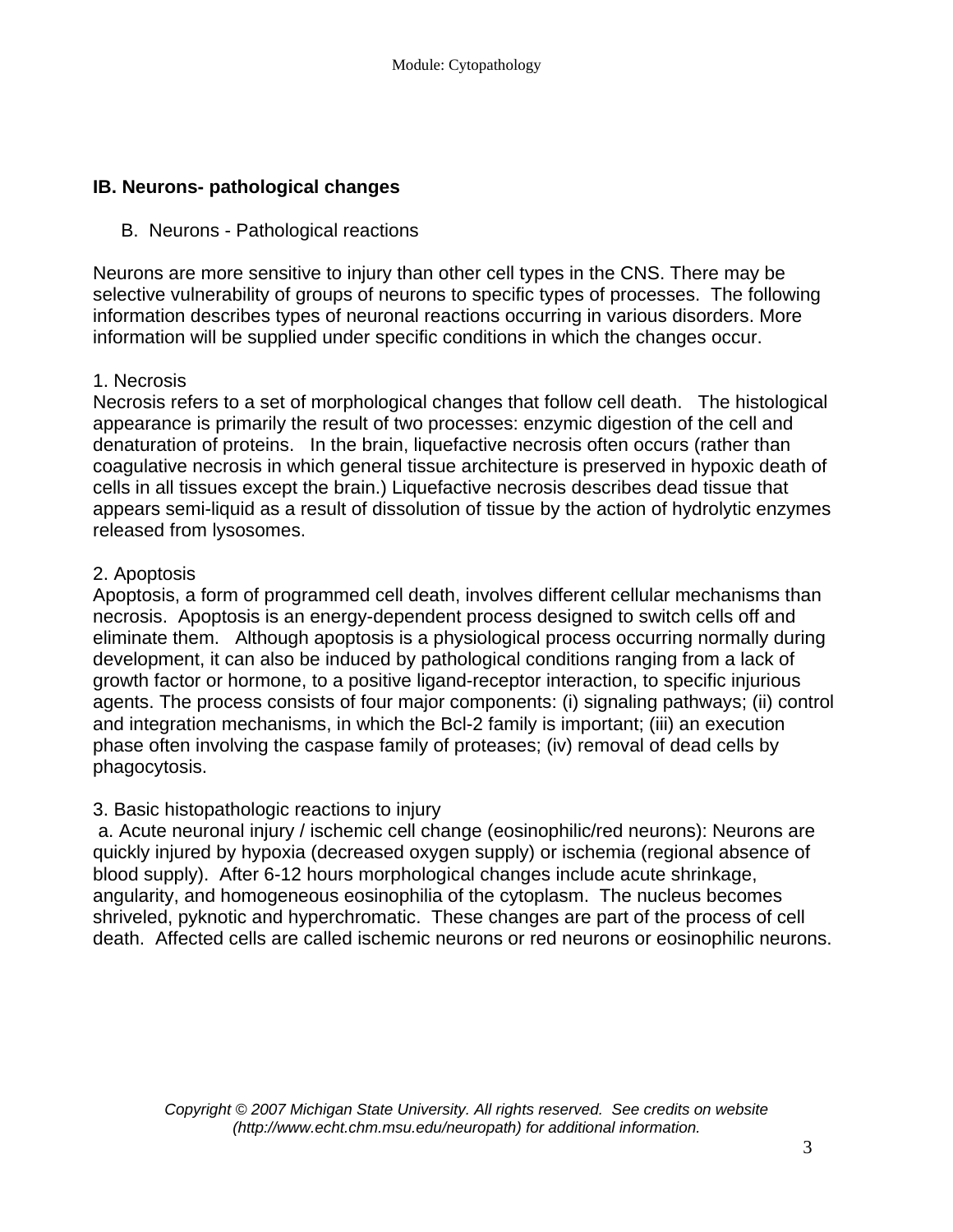## IB. Neurons- pathological changes

B. Neurons - Pathological reactions

Neurons are more sensitive to injury than other cell types in the CNS. There may be selective vulnerability of groups of neurons to specific types of processes. The following information describes types of neuronal reactions occurring in various disorders. More information will be supplied under specific conditions in which the changes occur.

1. Necrosis
Necrosis refers to a set of morphological changes that follow cell death. The histological appearance is primarily the result of two processes: enzymic digestion of the cell and denaturation of proteins. In the brain, liquefactive necrosis often occurs (rather than coagulative necrosis in which general tissue architecture is preserved in hypoxic death of cells in all tissues except the brain.) Liquefactive necrosis describes dead tissue that appears semi-liquid as a result of dissolution of tissue by the action of hydrolytic enzymes released from lysosomes.

2. Apoptosis
Apoptosis, a form of programmed cell death, involves different cellular mechanisms than necrosis. Apoptosis is an energy-dependent process designed to switch cells off and eliminate them. Although apoptosis is a physiological process occurring normally during development, it can also be induced by pathological conditions ranging from a lack of growth factor or hormone, to a positive ligand-receptor interaction, to specific injurious agents. The process consists of four major components: (i) signaling pathways; (ii) control and integration mechanisms, in which the Bcl-2 family is important; (iii) an execution phase often involving the caspase family of proteases; (iv) removal of dead cells by phagocytosis.

3. Basic histopathologic reactions to injury
a. Acute neuronal injury / ischemic cell change (eosinophilic/red neurons): Neurons are quickly injured by hypoxia (decreased oxygen supply) or ischemia (regional absence of blood supply). After 6-12 hours morphological changes include acute shrinkage, angularity, and homogeneous eosinophilia of the cytoplasm. The nucleus becomes shriveled, pyknotic and hyperchromatic. These changes are part of the process of cell death. Affected cells are called ischemic neurons or red neurons or eosinophilic neurons.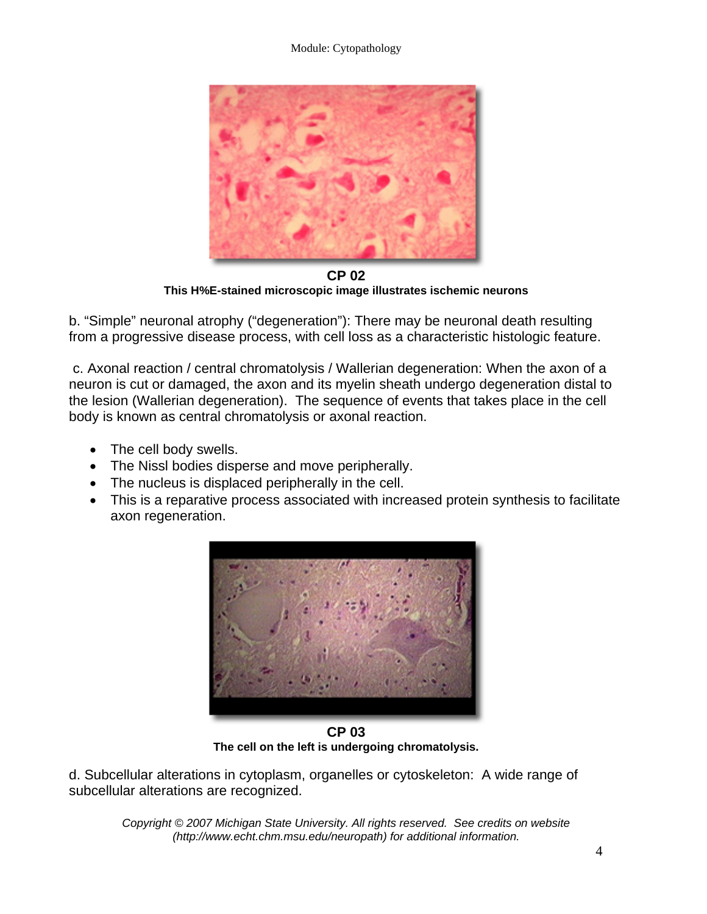**CP 02**

**This H%E-stained microscopic image illustrates ischemic neurons**

b. “Simple” neuronal atrophy (“degeneration”): There may be neuronal death resulting from a progressive disease process, with cell loss as a characteristic histologic feature.

c. Axonal reaction / central chromatolysis / Wallerian degeneration: When the axon of a neuron is cut or damaged, the axon and its myelin sheath undergo degeneration distal to the lesion (Wallerian degeneration). The sequence of events that takes place in the cell body is known as central chromatolysis or axonal reaction.

- The cell body swells.
- The Nissl bodies disperse and move peripherally.
- The nucleus is displaced peripherally in the cell.
- This is a reparative process associated with increased protein synthesis to facilitate axon regeneration.

**CP 03**

**The cell on the left is undergoing chromatolysis.**

d. Subcellular alterations in cytoplasm, organelles or cytoskeleton: A wide range of subcellular alterations are recognized.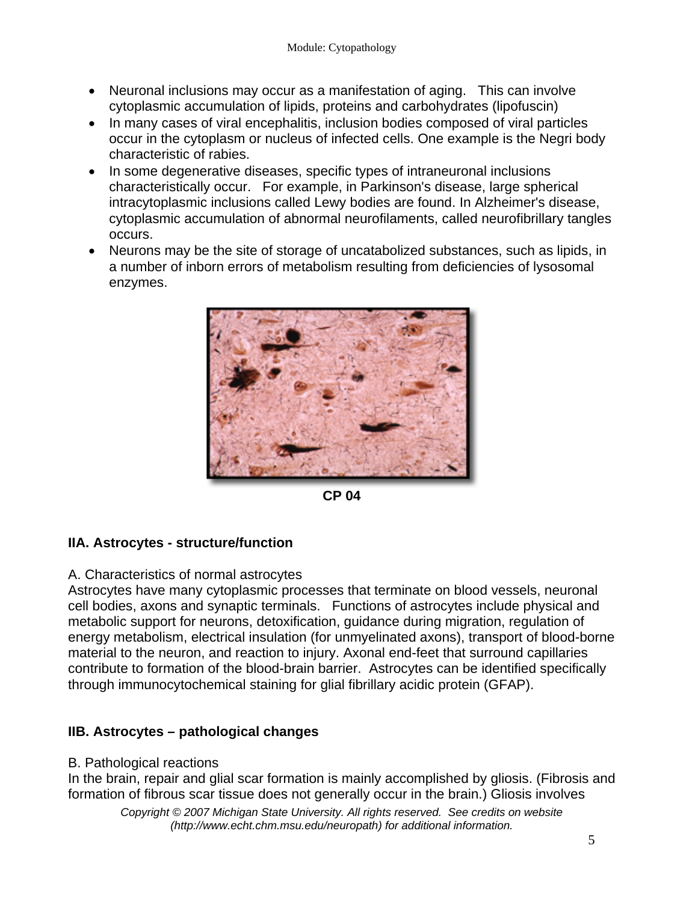- Neuronal inclusions may occur as a manifestation of aging. This can involve cytoplasmic accumulation of lipids, proteins and carbohydrates (lipofuscin)
- In many cases of viral encephalitis, inclusion bodies composed of viral particles occur in the cytoplasm or nucleus of infected cells. One example is the Negri body characteristic of rabies.
- In some degenerative diseases, specific types of intraneuronal inclusions characteristically occur. For example, in Parkinson's disease, large spherical intracytoplasmic inclusions called Lewy bodies are found. In Alzheimer's disease, cytoplasmic accumulation of abnormal neurofilaments, called neurofibrillary tangles occurs.
- Neurons may be the site of storage of uncatabolized substances, such as lipids, in a number of inborn errors of metabolism resulting from deficiencies of lysosomal enzymes.

**CP 04**

## IIA. Astrocytes - structure/function

A. Characteristics of normal astrocytes

Astrocytes have many cytoplasmic processes that terminate on blood vessels, neuronal cell bodies, axons and synaptic terminals. Functions of astrocytes include physical and metabolic support for neurons, detoxification, guidance during migration, regulation of energy metabolism, electrical insulation (for unmyelinated axons), transport of blood-borne material to the neuron, and reaction to injury. Axonal end-feet that surround capillaries contribute to formation of the blood-brain barrier. Astrocytes can be identified specifically through immunocytochemical staining for glial fibrillary acidic protein (GFAP).

## IIB. Astrocytes – pathological changes

B. Pathological reactions

In the brain, repair and glial scar formation is mainly accomplished by gliosis. (Fibrosis and formation of fibrous scar tissue does not generally occur in the brain.) Gliosis involves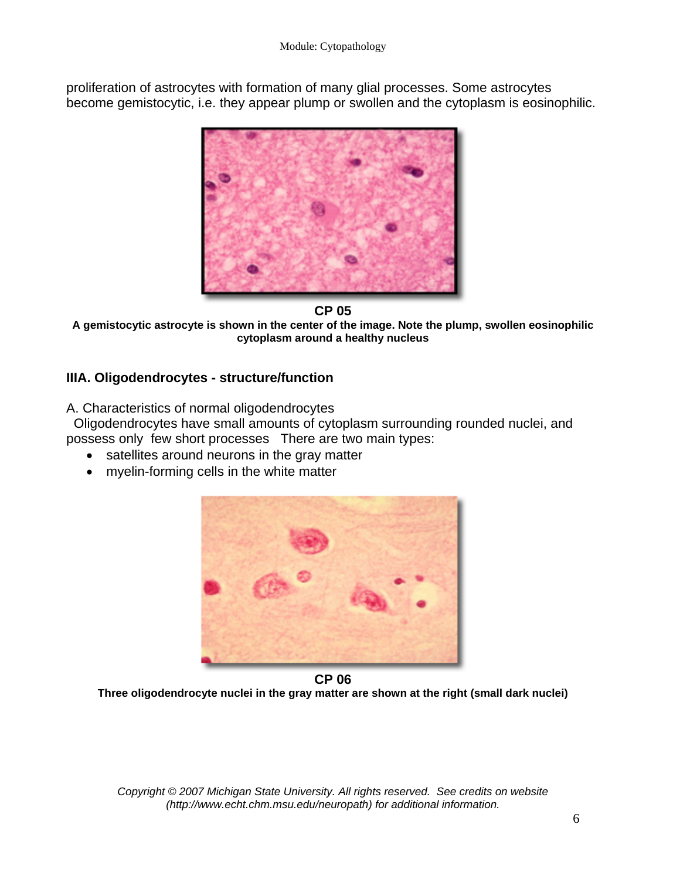proliferation of astrocytes with formation of many glial processes. Some astrocytes become gemistocytic, i.e. they appear plump or swollen and the cytoplasm is eosinophilic.

**CP 05**

**A gemistocytic astrocyte is shown in the center of the image. Note the plump, swollen eosinophilic cytoplasm around a healthy nucleus**

### IIIA. Oligodendrocytes - structure/function

A. Characteristics of normal oligodendrocytes

Oligodendrocytes have small amounts of cytoplasm surrounding rounded nuclei, and possess only few short processes There are two main types:

- satellites around neurons in the gray matter
- myelin-forming cells in the white matter

**CP 06**

**Three oligodendrocyte nuclei in the gray matter are shown at the right (small dark nuclei)**

*Copyright © 2007 Michigan State University. All rights reserved. See credits on website (http://www.echt.chm.msu.edu/neuropath) for additional information.*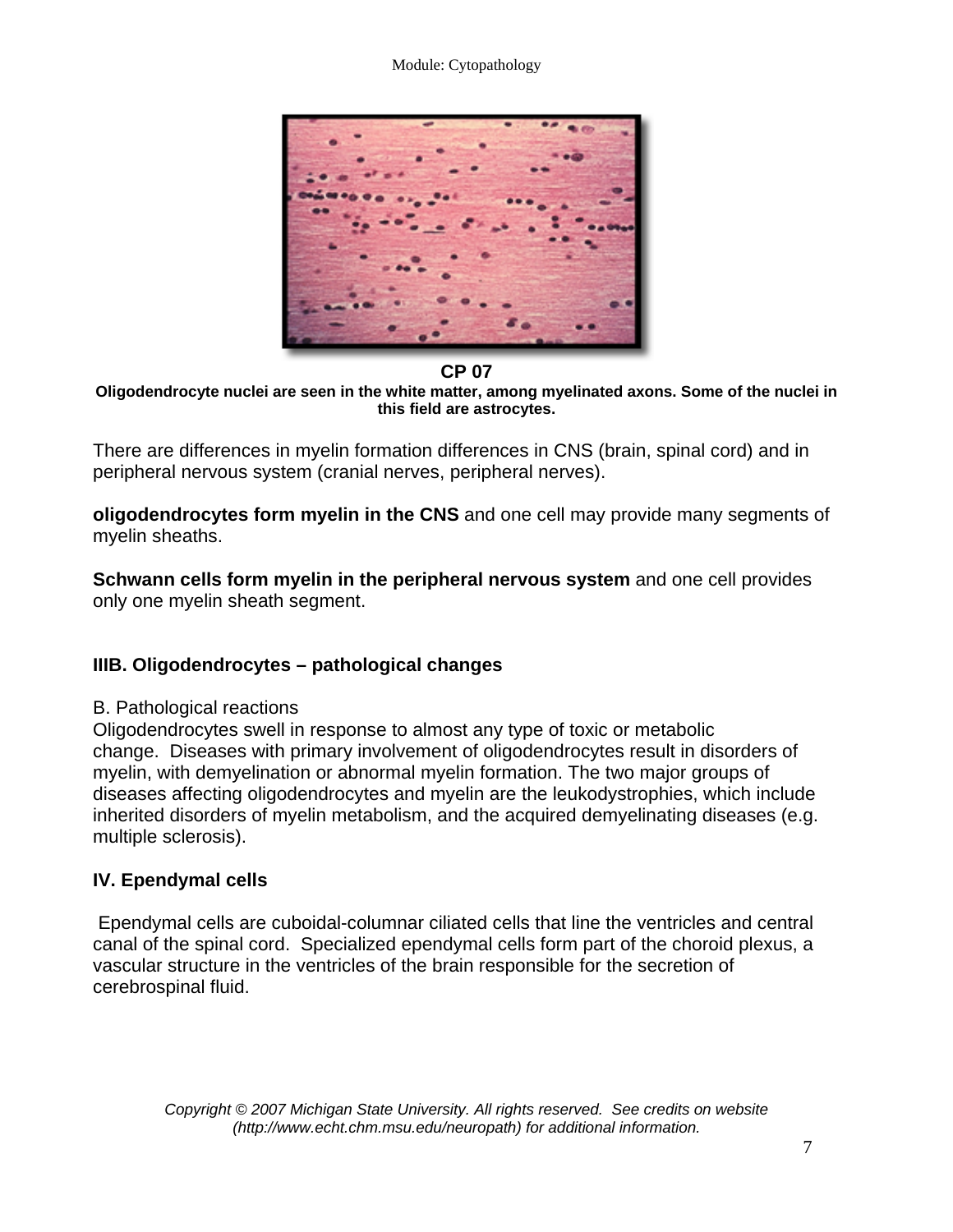**CP 07**

**Oligodendrocyte nuclei are seen in the white matter, among myelinated axons. Some of the nuclei in this field are astrocytes.**

There are differences in myelin formation differences in CNS (brain, spinal cord) and in peripheral nervous system (cranial nerves, peripheral nerves).

**oligodendrocytes form myelin in the CNS** and one cell may provide many segments of myelin sheaths.

**Schwann cells form myelin in the peripheral nervous system** and one cell provides only one myelin sheath segment.

## IIIB. Oligodendrocytes – pathological changes

B. Pathological reactions

Oligodendrocytes swell in response to almost any type of toxic or metabolic change. Diseases with primary involvement of oligodendrocytes result in disorders of myelin, with demyelination or abnormal myelin formation. The two major groups of diseases affecting oligodendrocytes and myelin are the leukodystrophies, which include inherited disorders of myelin metabolism, and the acquired demyelinating diseases (e.g. multiple sclerosis).

## IV. Ependymal cells

Ependymal cells are cuboidal-columnar ciliated cells that line the ventricles and central canal of the spinal cord. Specialized ependymal cells form part of the choroid plexus, a vascular structure in the ventricles of the brain responsible for the secretion of cerebrospinal fluid.

*Copyright © 2007 Michigan State University. All rights reserved. See credits on website (http://www.echt.chm.msu.edu/neuropath) for additional information.*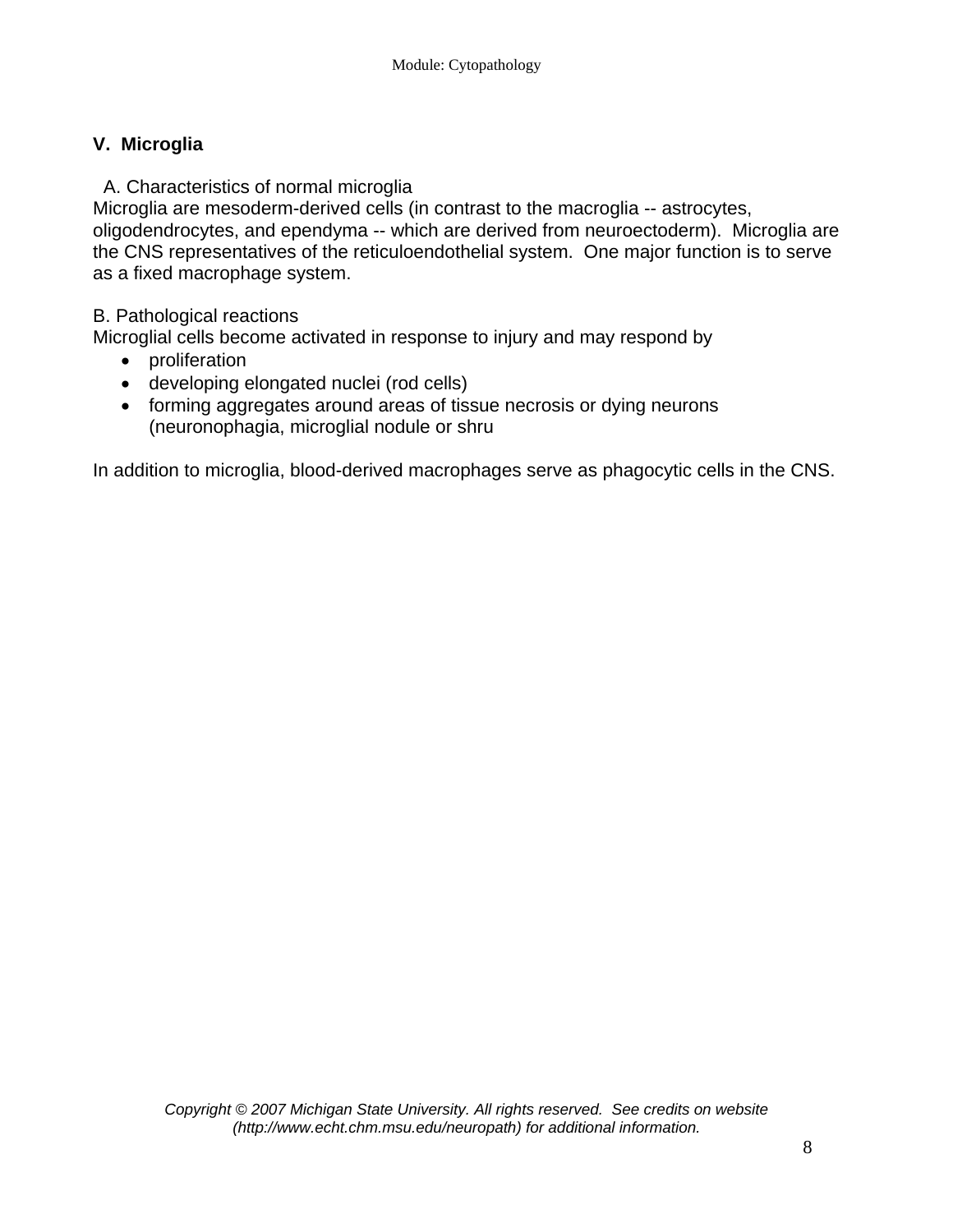## V. Microglia

A. Characteristics of normal microglia

Microglia are mesoderm-derived cells (in contrast to the macroglia -- astrocytes, oligodendrocytes, and ependyma -- which are derived from neuroectoderm). Microglia are the CNS representatives of the reticuloendothelial system. One major function is to serve as a fixed macrophage system.

B. Pathological reactions

Microglial cells become activated in response to injury and may respond by

- proliferation
- developing elongated nuclei (rod cells)
- forming aggregates around areas of tissue necrosis or dying neurons (neuronophagia, microglial nodule or shru

In addition to microglia, blood-derived macrophages serve as phagocytic cells in the CNS.

*Copyright © 2007 Michigan State University. All rights reserved. See credits on website (http://www.echt.chm.msu.edu/neuropath) for additional information.*